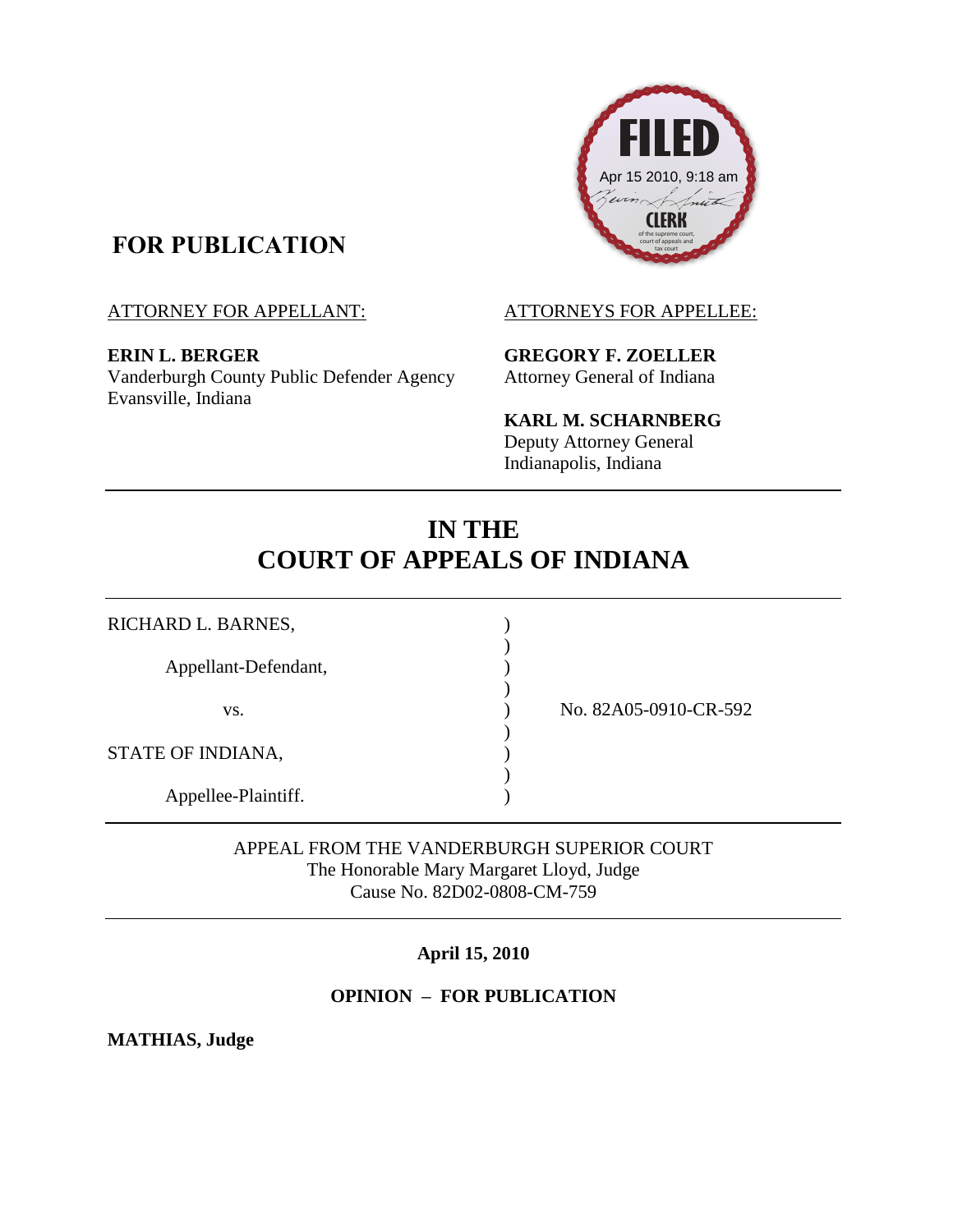FILED
Apr 15 2010, 9:18 am
CLERK
of the supreme court, court of appeals and tax court

**FOR PUBLICATION**

ATTORNEY FOR APPELLANT:

**ERIN L. BERGER**
Vanderburgh County Public Defender Agency
Evansville, Indiana

ATTORNEYS FOR APPELLEE:

**GREGORY F. ZOELLER**
Attorney General of Indiana

**KARL M. SCHARNBERG**
Deputy Attorney General
Indianapolis, Indiana

# IN THE COURT OF APPEALS OF INDIANA

RICHARD L. BARNES,

Appellant-Defendant,

vs.

STATE OF INDIANA,

Appellee-Plaintiff.

No. 82A05-0910-CR-592

APPEAL FROM THE VANDERBURGH SUPERIOR COURT
The Honorable Mary Margaret Lloyd, Judge
Cause No. 82D02-0808-CM-759

**April 15, 2010**

**OPINION – FOR PUBLICATION**

**MATHIAS, Judge**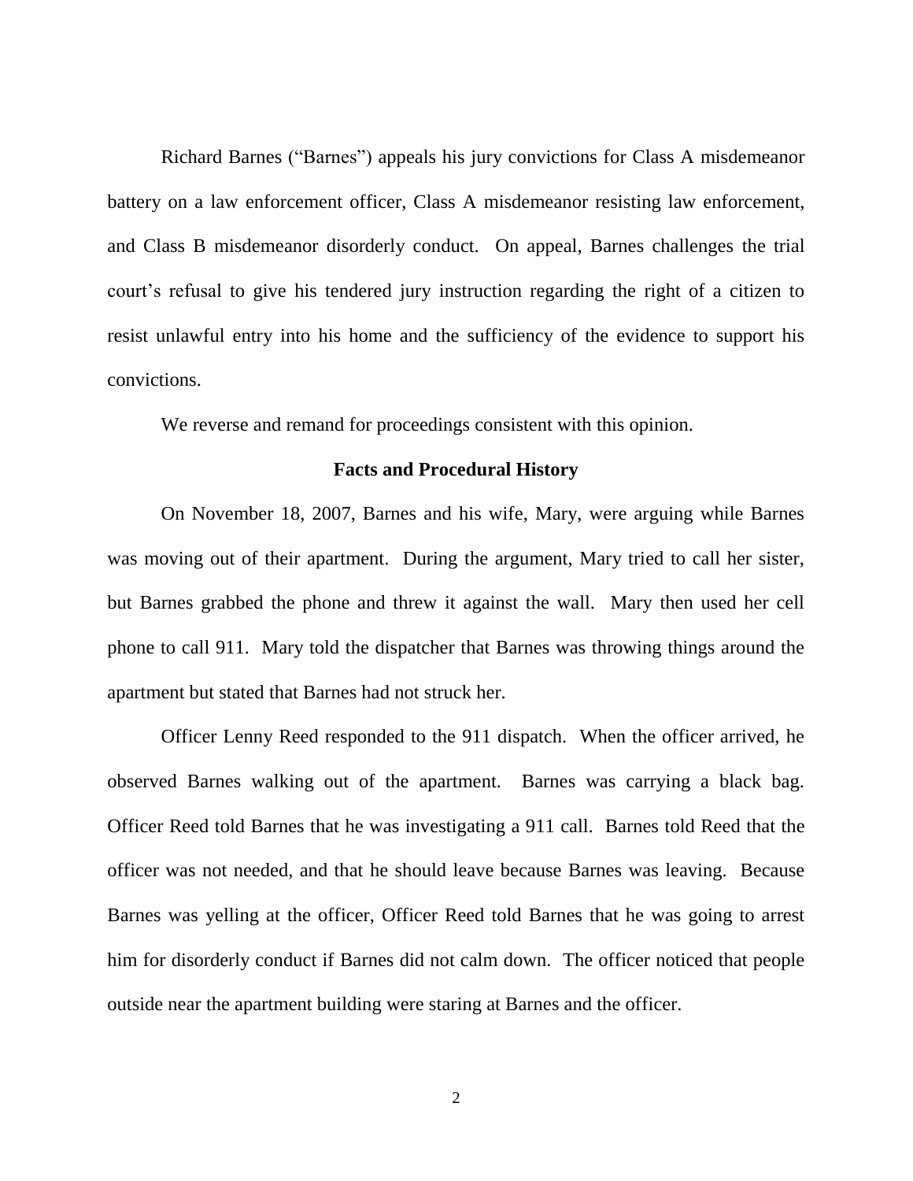Richard Barnes ("Barnes") appeals his jury convictions for Class A misdemeanor battery on a law enforcement officer, Class A misdemeanor resisting law enforcement, and Class B misdemeanor disorderly conduct. On appeal, Barnes challenges the trial court's refusal to give his tendered jury instruction regarding the right of a citizen to resist unlawful entry into his home and the sufficiency of the evidence to support his convictions.

We reverse and remand for proceedings consistent with this opinion.

## Facts and Procedural History

On November 18, 2007, Barnes and his wife, Mary, were arguing while Barnes was moving out of their apartment. During the argument, Mary tried to call her sister, but Barnes grabbed the phone and threw it against the wall. Mary then used her cell phone to call 911. Mary told the dispatcher that Barnes was throwing things around the apartment but stated that Barnes had not struck her.

Officer Lenny Reed responded to the 911 dispatch. When the officer arrived, he observed Barnes walking out of the apartment. Barnes was carrying a black bag. Officer Reed told Barnes that he was investigating a 911 call. Barnes told Reed that the officer was not needed, and that he should leave because Barnes was leaving. Because Barnes was yelling at the officer, Officer Reed told Barnes that he was going to arrest him for disorderly conduct if Barnes did not calm down. The officer noticed that people outside near the apartment building were staring at Barnes and the officer.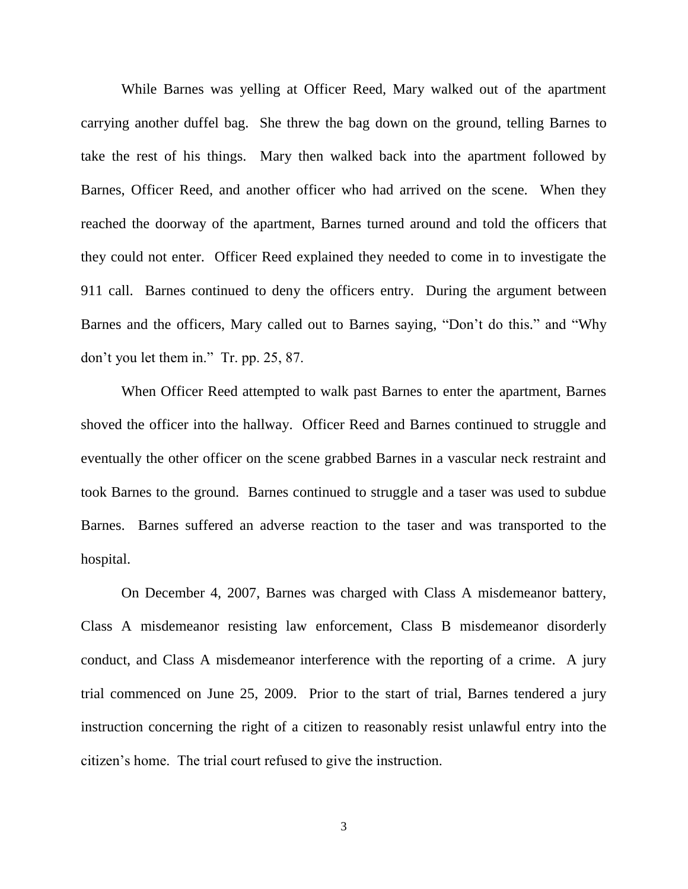While Barnes was yelling at Officer Reed, Mary walked out of the apartment carrying another duffel bag. She threw the bag down on the ground, telling Barnes to take the rest of his things. Mary then walked back into the apartment followed by Barnes, Officer Reed, and another officer who had arrived on the scene. When they reached the doorway of the apartment, Barnes turned around and told the officers that they could not enter. Officer Reed explained they needed to come in to investigate the 911 call. Barnes continued to deny the officers entry. During the argument between Barnes and the officers, Mary called out to Barnes saying, "Don't do this." and "Why don't you let them in." Tr. pp. 25, 87.

When Officer Reed attempted to walk past Barnes to enter the apartment, Barnes shoved the officer into the hallway. Officer Reed and Barnes continued to struggle and eventually the other officer on the scene grabbed Barnes in a vascular neck restraint and took Barnes to the ground. Barnes continued to struggle and a taser was used to subdue Barnes. Barnes suffered an adverse reaction to the taser and was transported to the hospital.

On December 4, 2007, Barnes was charged with Class A misdemeanor battery, Class A misdemeanor resisting law enforcement, Class B misdemeanor disorderly conduct, and Class A misdemeanor interference with the reporting of a crime. A jury trial commenced on June 25, 2009. Prior to the start of trial, Barnes tendered a jury instruction concerning the right of a citizen to reasonably resist unlawful entry into the citizen's home. The trial court refused to give the instruction.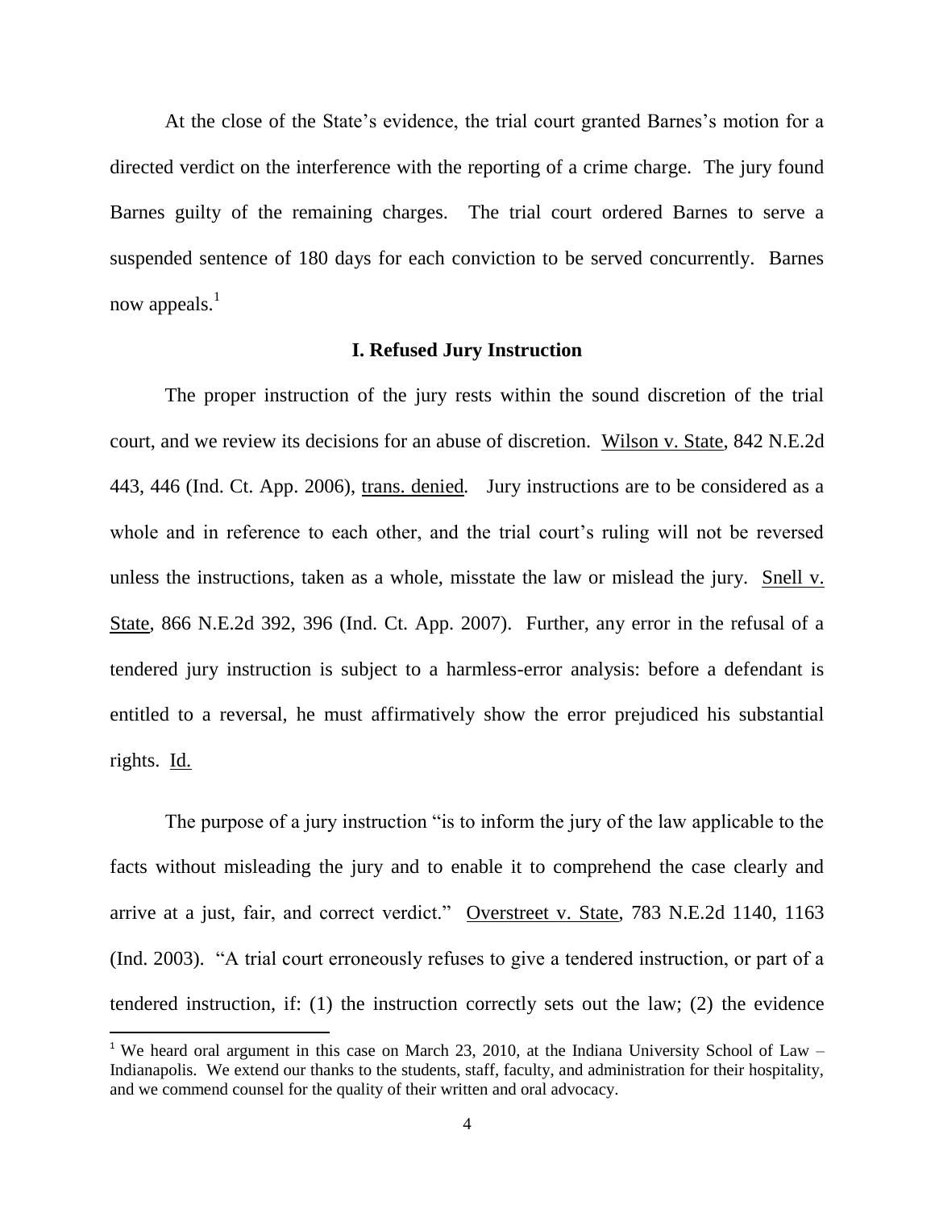At the close of the State's evidence, the trial court granted Barnes's motion for a directed verdict on the interference with the reporting of a crime charge. The jury found Barnes guilty of the remaining charges. The trial court ordered Barnes to serve a suspended sentence of 180 days for each conviction to be served concurrently. Barnes now appeals.[1]

## I. Refused Jury Instruction

The proper instruction of the jury rests within the sound discretion of the trial court, and we review its decisions for an abuse of discretion. Wilson v. State, 842 N.E.2d 443, 446 (Ind. Ct. App. 2006), trans. denied. Jury instructions are to be considered as a whole and in reference to each other, and the trial court's ruling will not be reversed unless the instructions, taken as a whole, misstate the law or mislead the jury. Snell v. State, 866 N.E.2d 392, 396 (Ind. Ct. App. 2007). Further, any error in the refusal of a tendered jury instruction is subject to a harmless-error analysis: before a defendant is entitled to a reversal, he must affirmatively show the error prejudiced his substantial rights. Id.

The purpose of a jury instruction "is to inform the jury of the law applicable to the facts without misleading the jury and to enable it to comprehend the case clearly and arrive at a just, fair, and correct verdict." Overstreet v. State, 783 N.E.2d 1140, 1163 (Ind. 2003). "A trial court erroneously refuses to give a tendered instruction, or part of a tendered instruction, if: (1) the instruction correctly sets out the law; (2) the evidence

[1] We heard oral argument in this case on March 23, 2010, at the Indiana University School of Law – Indianapolis. We extend our thanks to the students, staff, faculty, and administration for their hospitality, and we commend counsel for the quality of their written and oral advocacy.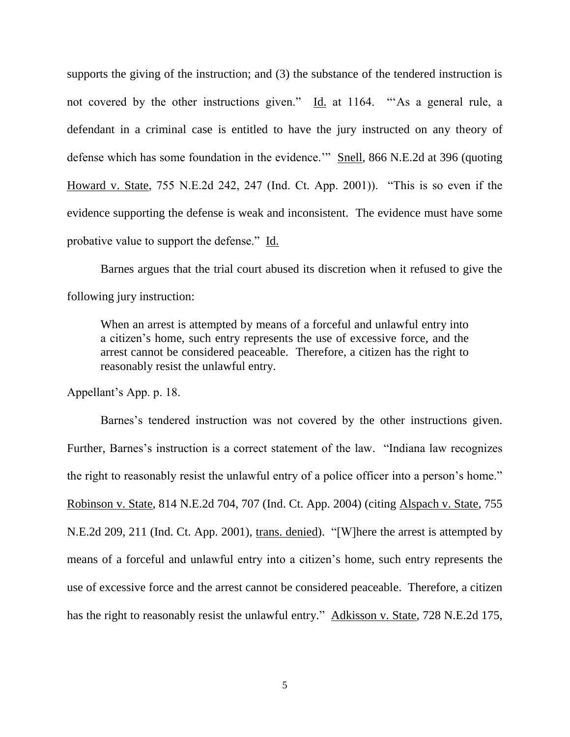supports the giving of the instruction; and (3) the substance of the tendered instruction is not covered by the other instructions given." Id. at 1164. "'As a general rule, a defendant in a criminal case is entitled to have the jury instructed on any theory of defense which has some foundation in the evidence.'" Snell, 866 N.E.2d at 396 (quoting Howard v. State, 755 N.E.2d 242, 247 (Ind. Ct. App. 2001)). "This is so even if the evidence supporting the defense is weak and inconsistent. The evidence must have some probative value to support the defense." Id.

Barnes argues that the trial court abused its discretion when it refused to give the following jury instruction:

> When an arrest is attempted by means of a forceful and unlawful entry into a citizen's home, such entry represents the use of excessive force, and the arrest cannot be considered peaceable. Therefore, a citizen has the right to reasonably resist the unlawful entry.

Appellant's App. p. 18.

Barnes's tendered instruction was not covered by the other instructions given. Further, Barnes's instruction is a correct statement of the law. "Indiana law recognizes the right to reasonably resist the unlawful entry of a police officer into a person's home." Robinson v. State, 814 N.E.2d 704, 707 (Ind. Ct. App. 2004) (citing Alspach v. State, 755 N.E.2d 209, 211 (Ind. Ct. App. 2001), trans. denied). "[W]here the arrest is attempted by means of a forceful and unlawful entry into a citizen's home, such entry represents the use of excessive force and the arrest cannot be considered peaceable. Therefore, a citizen has the right to reasonably resist the unlawful entry." Adkisson v. State, 728 N.E.2d 175,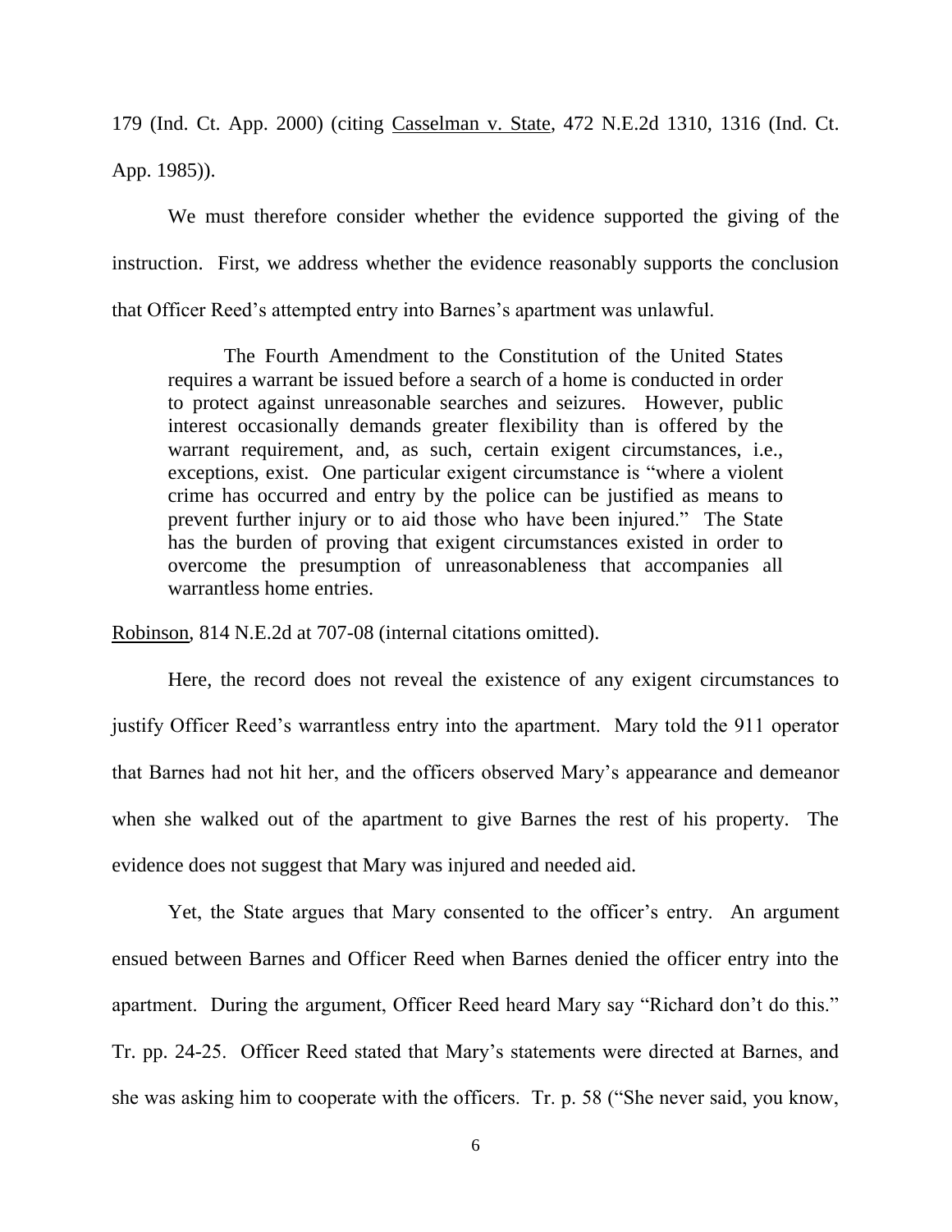179 (Ind. Ct. App. 2000) (citing Casselman v. State, 472 N.E.2d 1310, 1316 (Ind. Ct. App. 1985)).

We must therefore consider whether the evidence supported the giving of the instruction. First, we address whether the evidence reasonably supports the conclusion that Officer Reed's attempted entry into Barnes's apartment was unlawful.

> The Fourth Amendment to the Constitution of the United States requires a warrant be issued before a search of a home is conducted in order to protect against unreasonable searches and seizures. However, public interest occasionally demands greater flexibility than is offered by the warrant requirement, and, as such, certain exigent circumstances, i.e., exceptions, exist. One particular exigent circumstance is "where a violent crime has occurred and entry by the police can be justified as means to prevent further injury or to aid those who have been injured." The State has the burden of proving that exigent circumstances existed in order to overcome the presumption of unreasonableness that accompanies all warrantless home entries.

Robinson, 814 N.E.2d at 707-08 (internal citations omitted).

Here, the record does not reveal the existence of any exigent circumstances to justify Officer Reed's warrantless entry into the apartment. Mary told the 911 operator that Barnes had not hit her, and the officers observed Mary's appearance and demeanor when she walked out of the apartment to give Barnes the rest of his property. The evidence does not suggest that Mary was injured and needed aid.

Yet, the State argues that Mary consented to the officer's entry. An argument ensued between Barnes and Officer Reed when Barnes denied the officer entry into the apartment. During the argument, Officer Reed heard Mary say "Richard don't do this." Tr. pp. 24-25. Officer Reed stated that Mary's statements were directed at Barnes, and she was asking him to cooperate with the officers. Tr. p. 58 ("She never said, you know,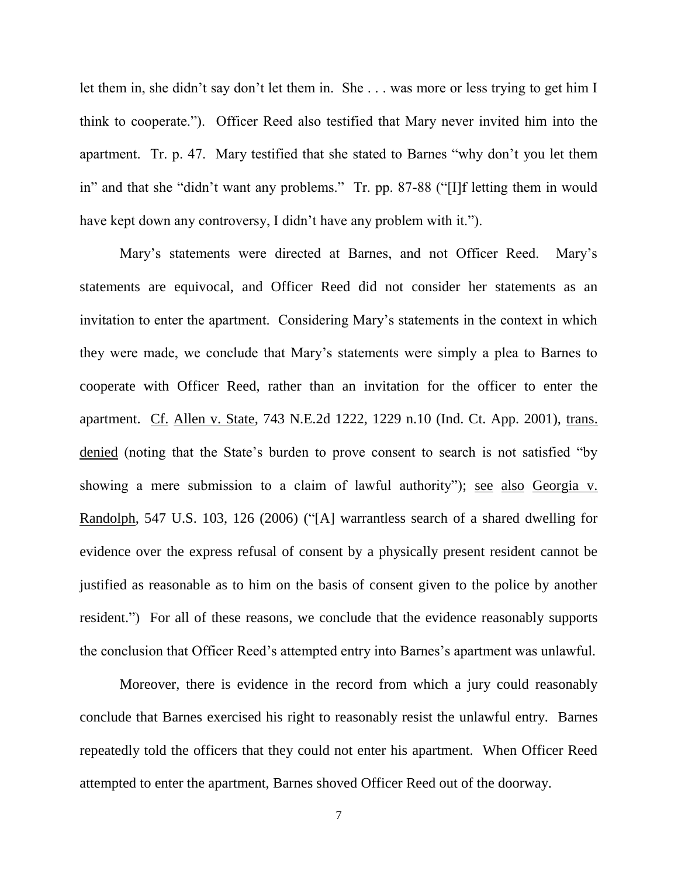let them in, she didn't say don't let them in. She . . . was more or less trying to get him I think to cooperate."). Officer Reed also testified that Mary never invited him into the apartment. Tr. p. 47. Mary testified that she stated to Barnes "why don't you let them in" and that she "didn't want any problems." Tr. pp. 87-88 ("[I]f letting them in would have kept down any controversy, I didn't have any problem with it.").

Mary's statements were directed at Barnes, and not Officer Reed. Mary's statements are equivocal, and Officer Reed did not consider her statements as an invitation to enter the apartment. Considering Mary's statements in the context in which they were made, we conclude that Mary's statements were simply a plea to Barnes to cooperate with Officer Reed, rather than an invitation for the officer to enter the apartment. Cf. Allen v. State, 743 N.E.2d 1222, 1229 n.10 (Ind. Ct. App. 2001), trans. denied (noting that the State's burden to prove consent to search is not satisfied "by showing a mere submission to a claim of lawful authority"); see also Georgia v. Randolph, 547 U.S. 103, 126 (2006) ("[A] warrantless search of a shared dwelling for evidence over the express refusal of consent by a physically present resident cannot be justified as reasonable as to him on the basis of consent given to the police by another resident.") For all of these reasons, we conclude that the evidence reasonably supports the conclusion that Officer Reed's attempted entry into Barnes's apartment was unlawful.

Moreover, there is evidence in the record from which a jury could reasonably conclude that Barnes exercised his right to reasonably resist the unlawful entry. Barnes repeatedly told the officers that they could not enter his apartment. When Officer Reed attempted to enter the apartment, Barnes shoved Officer Reed out of the doorway.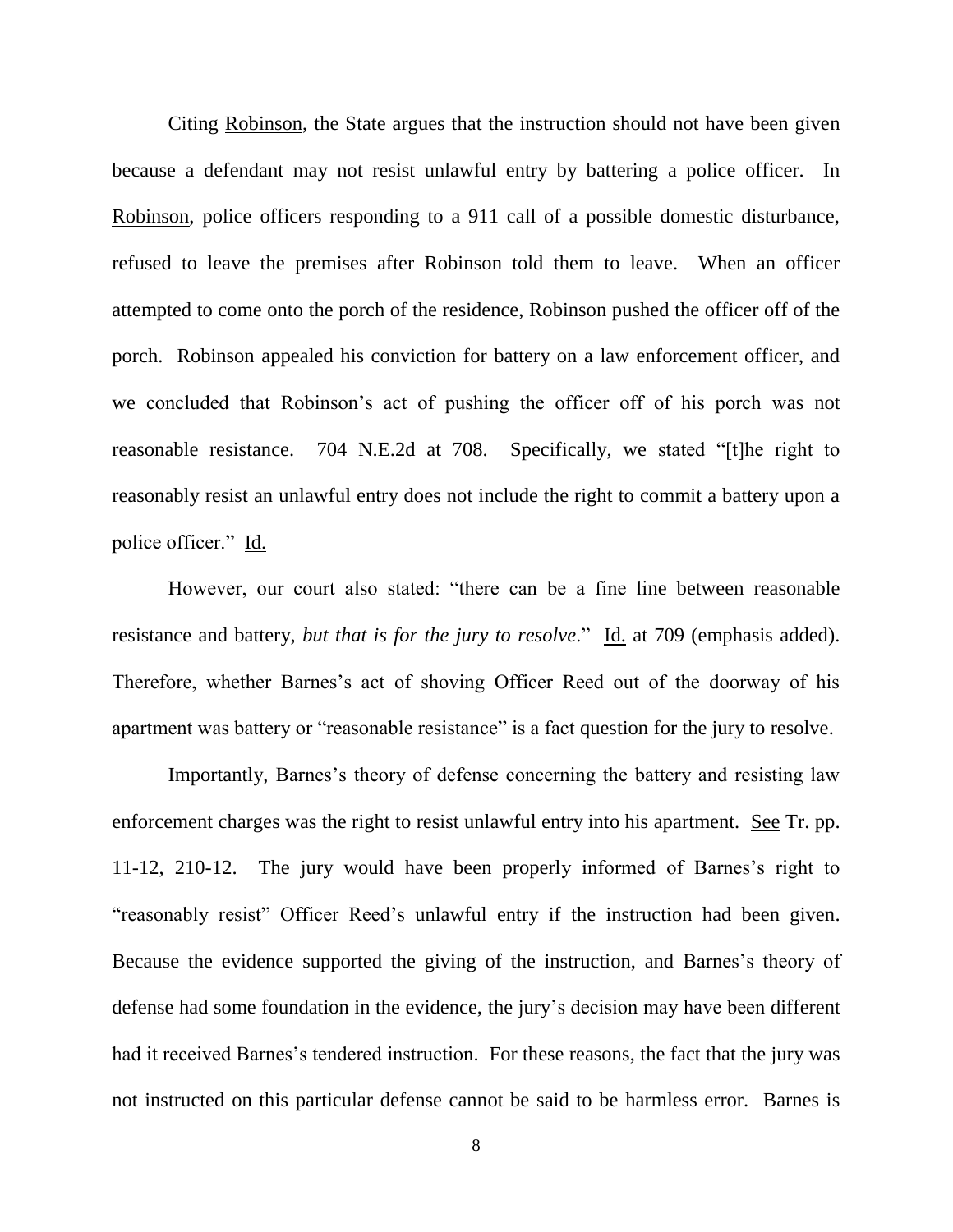Citing Robinson, the State argues that the instruction should not have been given because a defendant may not resist unlawful entry by battering a police officer. In Robinson, police officers responding to a 911 call of a possible domestic disturbance, refused to leave the premises after Robinson told them to leave. When an officer attempted to come onto the porch of the residence, Robinson pushed the officer off of the porch. Robinson appealed his conviction for battery on a law enforcement officer, and we concluded that Robinson's act of pushing the officer off of his porch was not reasonable resistance. 704 N.E.2d at 708. Specifically, we stated "[t]he right to reasonably resist an unlawful entry does not include the right to commit a battery upon a police officer." Id.

However, our court also stated: "there can be a fine line between reasonable resistance and battery, *but that is for the jury to resolve*." Id. at 709 (emphasis added). Therefore, whether Barnes's act of shoving Officer Reed out of the doorway of his apartment was battery or "reasonable resistance" is a fact question for the jury to resolve.

Importantly, Barnes's theory of defense concerning the battery and resisting law enforcement charges was the right to resist unlawful entry into his apartment. See Tr. pp. 11-12, 210-12. The jury would have been properly informed of Barnes's right to "reasonably resist" Officer Reed's unlawful entry if the instruction had been given. Because the evidence supported the giving of the instruction, and Barnes's theory of defense had some foundation in the evidence, the jury's decision may have been different had it received Barnes's tendered instruction. For these reasons, the fact that the jury was not instructed on this particular defense cannot be said to be harmless error. Barnes is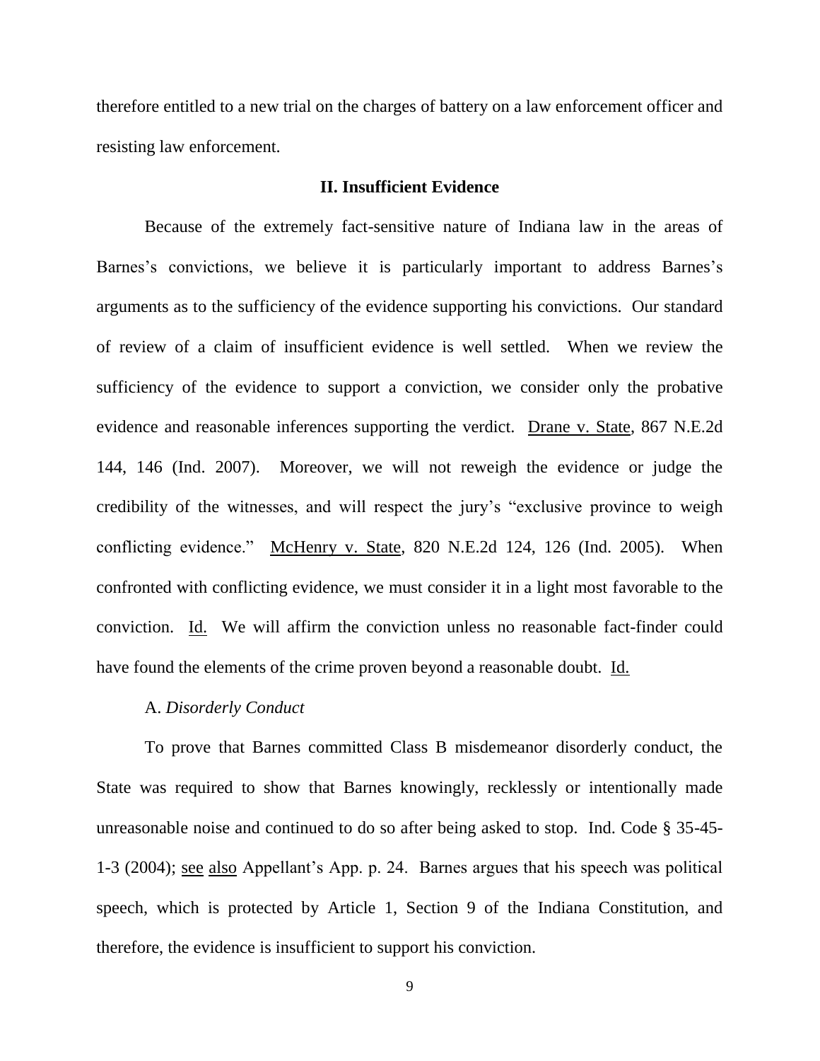therefore entitled to a new trial on the charges of battery on a law enforcement officer and resisting law enforcement.

## II. Insufficient Evidence

Because of the extremely fact-sensitive nature of Indiana law in the areas of Barnes's convictions, we believe it is particularly important to address Barnes's arguments as to the sufficiency of the evidence supporting his convictions. Our standard of review of a claim of insufficient evidence is well settled. When we review the sufficiency of the evidence to support a conviction, we consider only the probative evidence and reasonable inferences supporting the verdict. Drane v. State, 867 N.E.2d 144, 146 (Ind. 2007). Moreover, we will not reweigh the evidence or judge the credibility of the witnesses, and will respect the jury's "exclusive province to weigh conflicting evidence." McHenry v. State, 820 N.E.2d 124, 126 (Ind. 2005). When confronted with conflicting evidence, we must consider it in a light most favorable to the conviction. Id. We will affirm the conviction unless no reasonable fact-finder could have found the elements of the crime proven beyond a reasonable doubt. Id.

### A. *Disorderly Conduct*

To prove that Barnes committed Class B misdemeanor disorderly conduct, the State was required to show that Barnes knowingly, recklessly or intentionally made unreasonable noise and continued to do so after being asked to stop. Ind. Code § 35-45-1-3 (2004); see also Appellant's App. p. 24. Barnes argues that his speech was political speech, which is protected by Article 1, Section 9 of the Indiana Constitution, and therefore, the evidence is insufficient to support his conviction.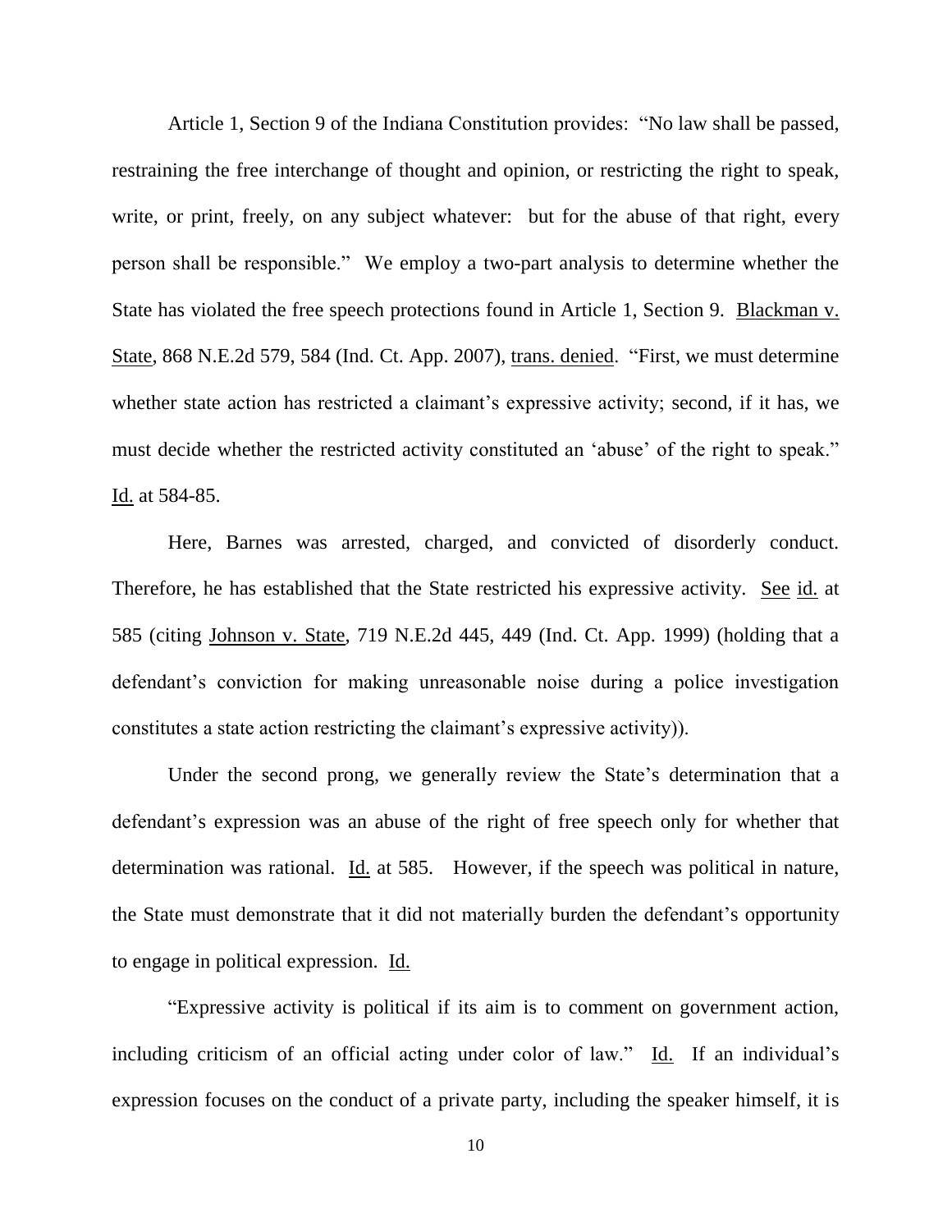Article 1, Section 9 of the Indiana Constitution provides: "No law shall be passed, restraining the free interchange of thought and opinion, or restricting the right to speak, write, or print, freely, on any subject whatever: but for the abuse of that right, every person shall be responsible." We employ a two-part analysis to determine whether the State has violated the free speech protections found in Article 1, Section 9. Blackman v. State, 868 N.E.2d 579, 584 (Ind. Ct. App. 2007), trans. denied. "First, we must determine whether state action has restricted a claimant's expressive activity; second, if it has, we must decide whether the restricted activity constituted an 'abuse' of the right to speak." Id. at 584-85.

Here, Barnes was arrested, charged, and convicted of disorderly conduct. Therefore, he has established that the State restricted his expressive activity. See id. at 585 (citing Johnson v. State, 719 N.E.2d 445, 449 (Ind. Ct. App. 1999) (holding that a defendant's conviction for making unreasonable noise during a police investigation constitutes a state action restricting the claimant's expressive activity)).

Under the second prong, we generally review the State's determination that a defendant's expression was an abuse of the right of free speech only for whether that determination was rational. Id. at 585. However, if the speech was political in nature, the State must demonstrate that it did not materially burden the defendant's opportunity to engage in political expression. Id.

"Expressive activity is political if its aim is to comment on government action, including criticism of an official acting under color of law." Id. If an individual's expression focuses on the conduct of a private party, including the speaker himself, it is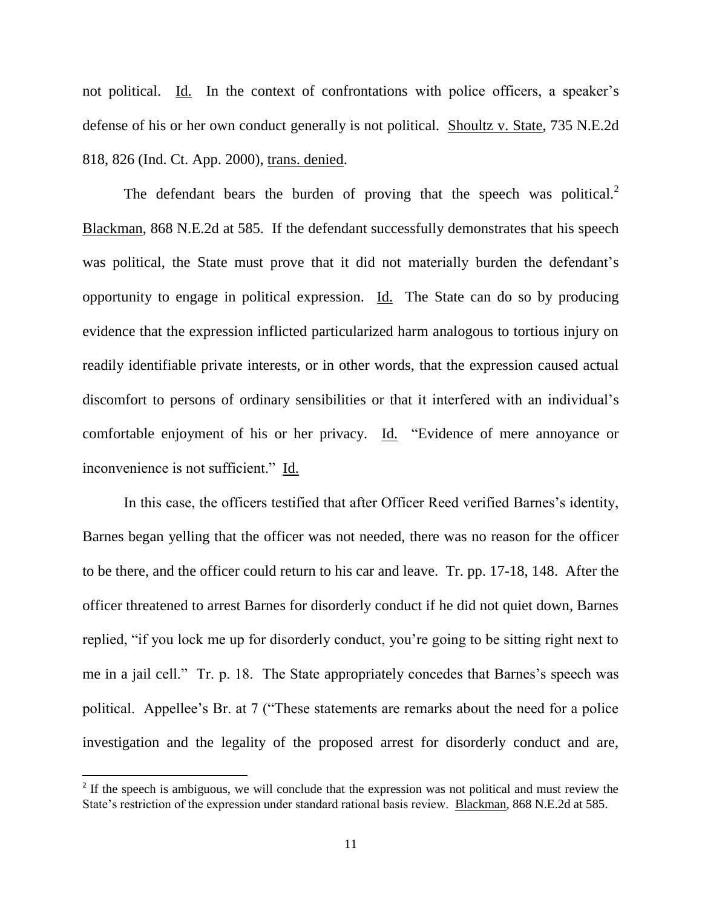not political. Id. In the context of confrontations with police officers, a speaker's defense of his or her own conduct generally is not political. Shoultz v. State, 735 N.E.2d 818, 826 (Ind. Ct. App. 2000), trans. denied.

The defendant bears the burden of proving that the speech was political.[2] Blackman, 868 N.E.2d at 585. If the defendant successfully demonstrates that his speech was political, the State must prove that it did not materially burden the defendant's opportunity to engage in political expression. Id. The State can do so by producing evidence that the expression inflicted particularized harm analogous to tortious injury on readily identifiable private interests, or in other words, that the expression caused actual discomfort to persons of ordinary sensibilities or that it interfered with an individual's comfortable enjoyment of his or her privacy. Id. "Evidence of mere annoyance or inconvenience is not sufficient." Id.

In this case, the officers testified that after Officer Reed verified Barnes's identity, Barnes began yelling that the officer was not needed, there was no reason for the officer to be there, and the officer could return to his car and leave. Tr. pp. 17-18, 148. After the officer threatened to arrest Barnes for disorderly conduct if he did not quiet down, Barnes replied, "if you lock me up for disorderly conduct, you're going to be sitting right next to me in a jail cell." Tr. p. 18. The State appropriately concedes that Barnes's speech was political. Appellee's Br. at 7 ("These statements are remarks about the need for a police investigation and the legality of the proposed arrest for disorderly conduct and are,

[2] If the speech is ambiguous, we will conclude that the expression was not political and must review the State's restriction of the expression under standard rational basis review. Blackman, 868 N.E.2d at 585.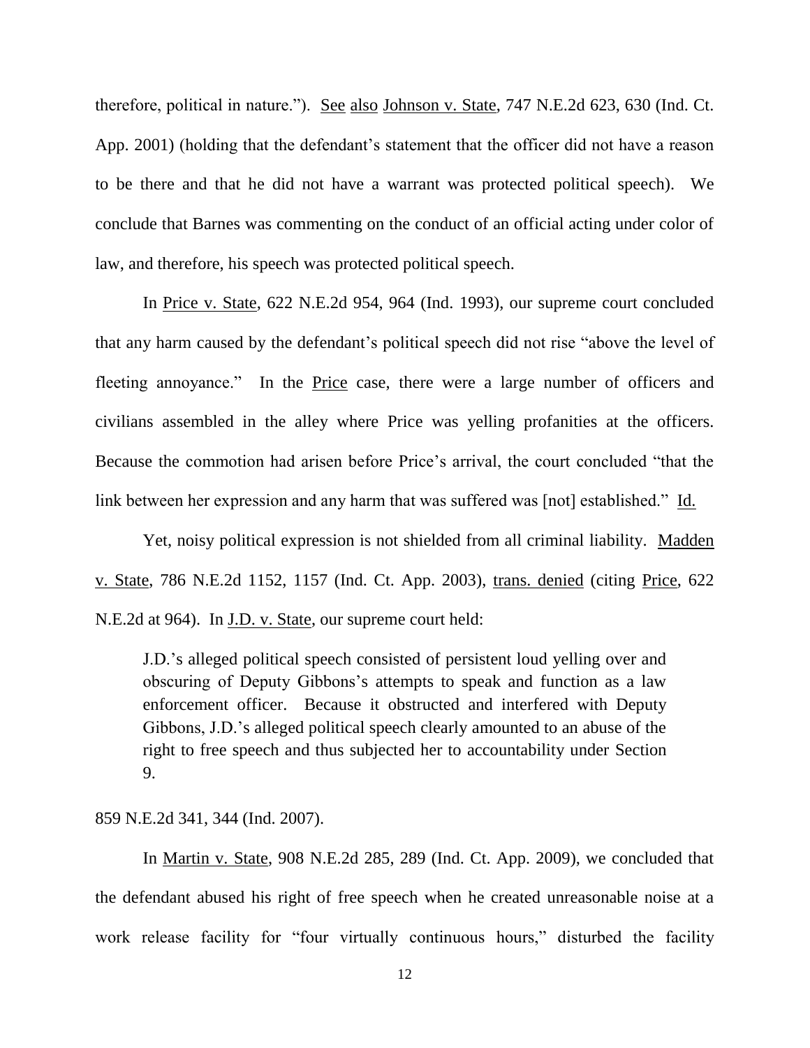therefore, political in nature."). See also Johnson v. State, 747 N.E.2d 623, 630 (Ind. Ct. App. 2001) (holding that the defendant's statement that the officer did not have a reason to be there and that he did not have a warrant was protected political speech). We conclude that Barnes was commenting on the conduct of an official acting under color of law, and therefore, his speech was protected political speech.

In Price v. State, 622 N.E.2d 954, 964 (Ind. 1993), our supreme court concluded that any harm caused by the defendant's political speech did not rise "above the level of fleeting annoyance." In the Price case, there were a large number of officers and civilians assembled in the alley where Price was yelling profanities at the officers. Because the commotion had arisen before Price's arrival, the court concluded "that the link between her expression and any harm that was suffered was [not] established." Id.

Yet, noisy political expression is not shielded from all criminal liability. Madden v. State, 786 N.E.2d 1152, 1157 (Ind. Ct. App. 2003), trans. denied (citing Price, 622 N.E.2d at 964). In J.D. v. State, our supreme court held:

> J.D.'s alleged political speech consisted of persistent loud yelling over and obscuring of Deputy Gibbons's attempts to speak and function as a law enforcement officer. Because it obstructed and interfered with Deputy Gibbons, J.D.'s alleged political speech clearly amounted to an abuse of the right to free speech and thus subjected her to accountability under Section 9.

859 N.E.2d 341, 344 (Ind. 2007).

In Martin v. State, 908 N.E.2d 285, 289 (Ind. Ct. App. 2009), we concluded that the defendant abused his right of free speech when he created unreasonable noise at a work release facility for "four virtually continuous hours," disturbed the facility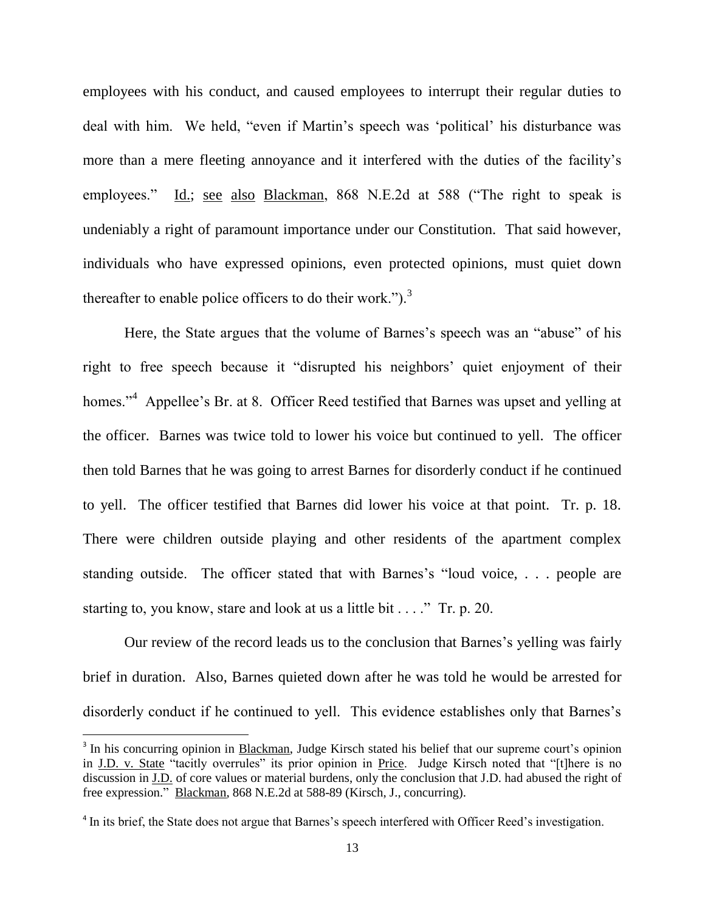employees with his conduct, and caused employees to interrupt their regular duties to deal with him. We held, "even if Martin's speech was 'political' his disturbance was more than a mere fleeting annoyance and it interfered with the duties of the facility's employees." Id.; see also Blackman, 868 N.E.2d at 588 ("The right to speak is undeniably a right of paramount importance under our Constitution. That said however, individuals who have expressed opinions, even protected opinions, must quiet down thereafter to enable police officers to do their work.").[3]

Here, the State argues that the volume of Barnes's speech was an "abuse" of his right to free speech because it "disrupted his neighbors' quiet enjoyment of their homes."[4] Appellee's Br. at 8. Officer Reed testified that Barnes was upset and yelling at the officer. Barnes was twice told to lower his voice but continued to yell. The officer then told Barnes that he was going to arrest Barnes for disorderly conduct if he continued to yell. The officer testified that Barnes did lower his voice at that point. Tr. p. 18. There were children outside playing and other residents of the apartment complex standing outside. The officer stated that with Barnes's "loud voice, . . . people are starting to, you know, stare and look at us a little bit . . . ." Tr. p. 20.

Our review of the record leads us to the conclusion that Barnes's yelling was fairly brief in duration. Also, Barnes quieted down after he was told he would be arrested for disorderly conduct if he continued to yell. This evidence establishes only that Barnes's

---

[3] In his concurring opinion in Blackman, Judge Kirsch stated his belief that our supreme court's opinion in J.D. v. State "tacitly overrules" its prior opinion in Price. Judge Kirsch noted that "[t]here is no discussion in J.D. of core values or material burdens, only the conclusion that J.D. had abused the right of free expression." Blackman, 868 N.E.2d at 588-89 (Kirsch, J., concurring).

[4] In its brief, the State does not argue that Barnes's speech interfered with Officer Reed's investigation.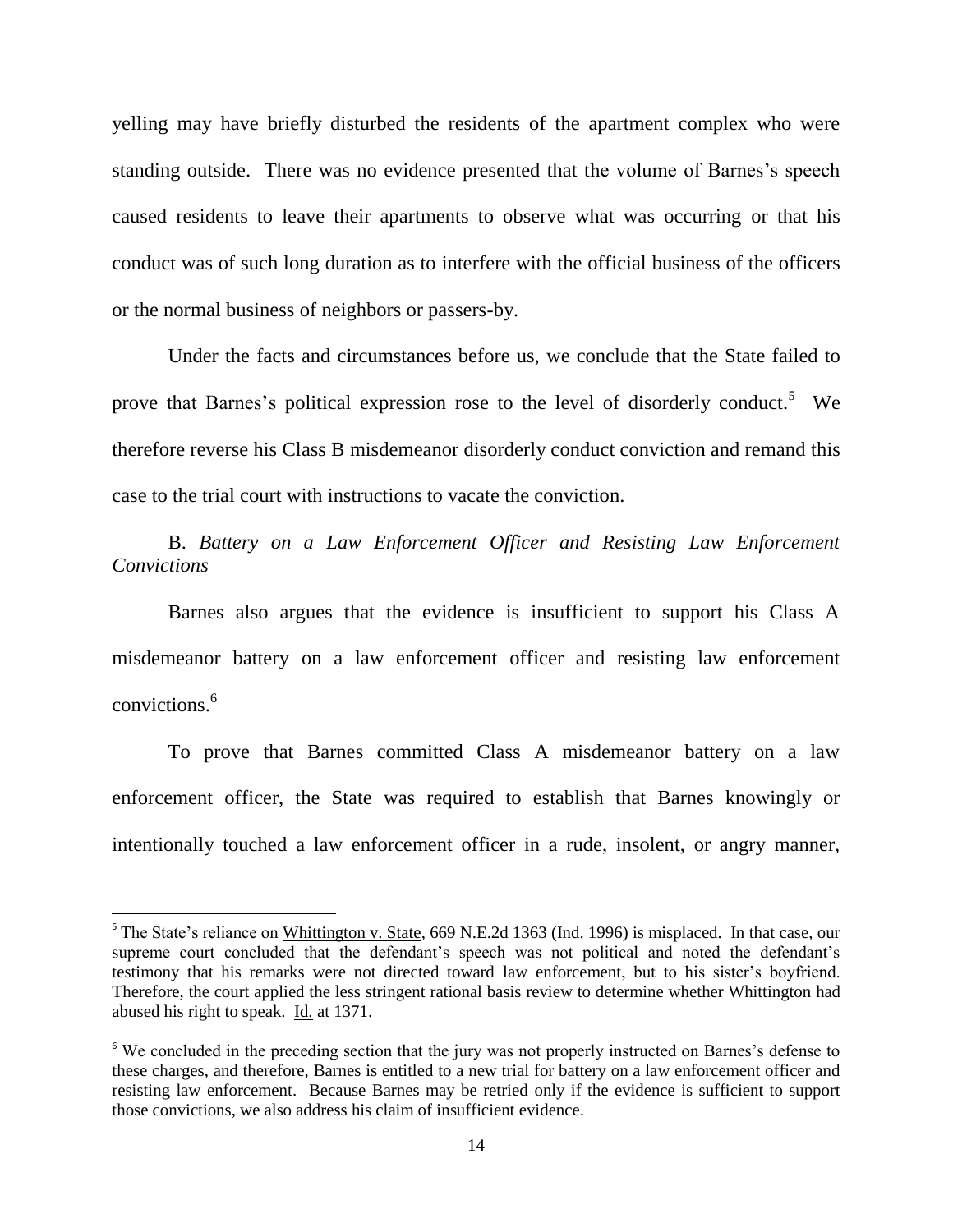yelling may have briefly disturbed the residents of the apartment complex who were standing outside. There was no evidence presented that the volume of Barnes's speech caused residents to leave their apartments to observe what was occurring or that his conduct was of such long duration as to interfere with the official business of the officers or the normal business of neighbors or passers-by.

Under the facts and circumstances before us, we conclude that the State failed to prove that Barnes's political expression rose to the level of disorderly conduct.[5] We therefore reverse his Class B misdemeanor disorderly conduct conviction and remand this case to the trial court with instructions to vacate the conviction.

B. *Battery on a Law Enforcement Officer and Resisting Law Enforcement Convictions*

Barnes also argues that the evidence is insufficient to support his Class A misdemeanor battery on a law enforcement officer and resisting law enforcement convictions.[6]

To prove that Barnes committed Class A misdemeanor battery on a law enforcement officer, the State was required to establish that Barnes knowingly or intentionally touched a law enforcement officer in a rude, insolent, or angry manner,

---

[5] The State's reliance on Whittington v. State, 669 N.E.2d 1363 (Ind. 1996) is misplaced. In that case, our supreme court concluded that the defendant's speech was not political and noted the defendant's testimony that his remarks were not directed toward law enforcement, but to his sister's boyfriend. Therefore, the court applied the less stringent rational basis review to determine whether Whittington had abused his right to speak. Id. at 1371.

[6] We concluded in the preceding section that the jury was not properly instructed on Barnes's defense to these charges, and therefore, Barnes is entitled to a new trial for battery on a law enforcement officer and resisting law enforcement. Because Barnes may be retried only if the evidence is sufficient to support those convictions, we also address his claim of insufficient evidence.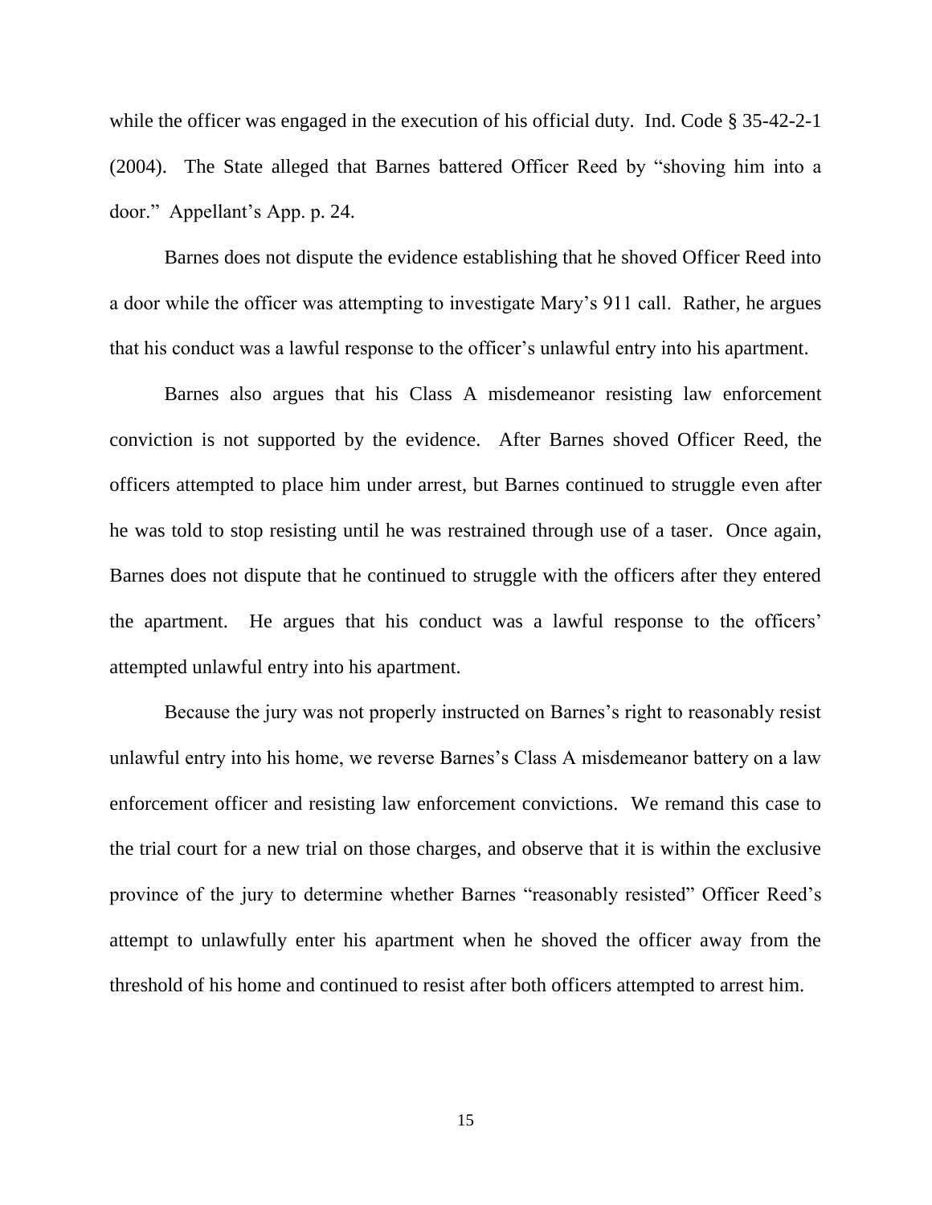while the officer was engaged in the execution of his official duty. Ind. Code § 35-42-2-1 (2004). The State alleged that Barnes battered Officer Reed by "shoving him into a door." Appellant's App. p. 24.

Barnes does not dispute the evidence establishing that he shoved Officer Reed into a door while the officer was attempting to investigate Mary's 911 call. Rather, he argues that his conduct was a lawful response to the officer's unlawful entry into his apartment.

Barnes also argues that his Class A misdemeanor resisting law enforcement conviction is not supported by the evidence. After Barnes shoved Officer Reed, the officers attempted to place him under arrest, but Barnes continued to struggle even after he was told to stop resisting until he was restrained through use of a taser. Once again, Barnes does not dispute that he continued to struggle with the officers after they entered the apartment. He argues that his conduct was a lawful response to the officers' attempted unlawful entry into his apartment.

Because the jury was not properly instructed on Barnes's right to reasonably resist unlawful entry into his home, we reverse Barnes's Class A misdemeanor battery on a law enforcement officer and resisting law enforcement convictions. We remand this case to the trial court for a new trial on those charges, and observe that it is within the exclusive province of the jury to determine whether Barnes "reasonably resisted" Officer Reed's attempt to unlawfully enter his apartment when he shoved the officer away from the threshold of his home and continued to resist after both officers attempted to arrest him.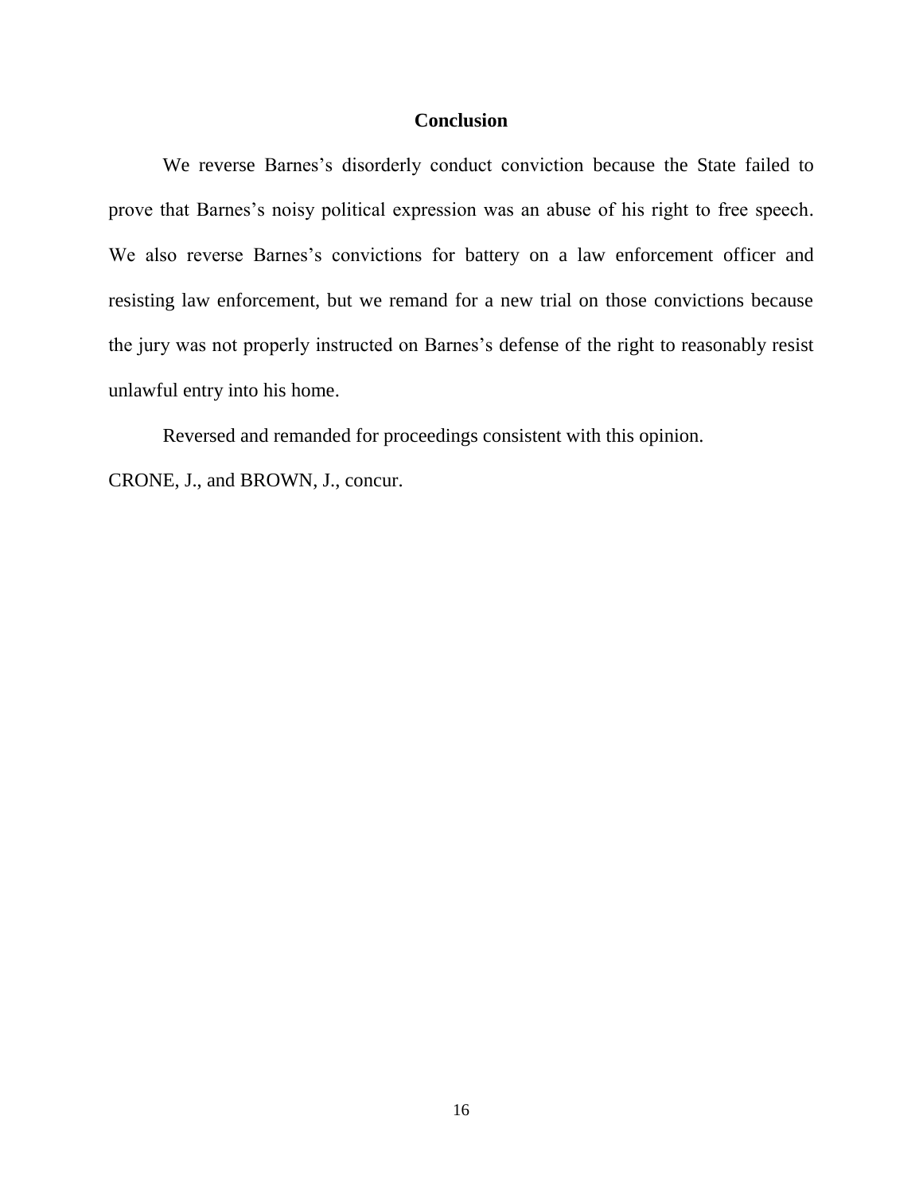## Conclusion

We reverse Barnes's disorderly conduct conviction because the State failed to prove that Barnes's noisy political expression was an abuse of his right to free speech. We also reverse Barnes's convictions for battery on a law enforcement officer and resisting law enforcement, but we remand for a new trial on those convictions because the jury was not properly instructed on Barnes's defense of the right to reasonably resist unlawful entry into his home.

Reversed and remanded for proceedings consistent with this opinion.

CRONE, J., and BROWN, J., concur.